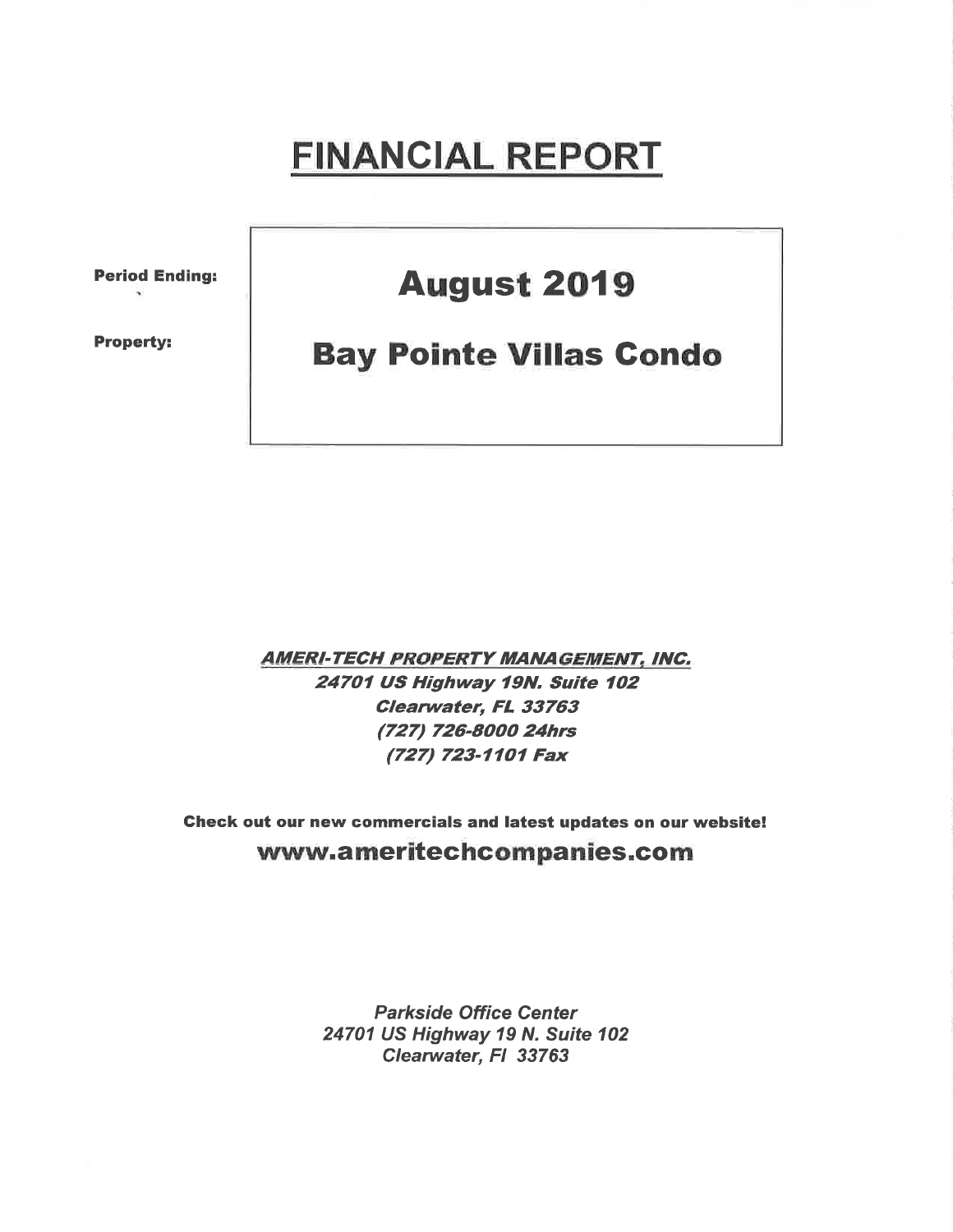# FINANCIAL REPORT

| | |
|---|---|
| **Period Ending:** | **August 2019** |
| **Property:** | **Bay Pointe Villas Condo** |

***AMERI-TECH PROPERTY MANAGEMENT, INC.***
***24701 US Highway 19N. Suite 102***
***Clearwater, FL 33763***
***(727) 726-8000 24hrs***
***(727) 723-1101 Fax***

**Check out our new commercials and latest updates on our website!**

**www.ameritechcompanies.com**

*Parkside Office Center*
*24701 US Highway 19 N. Suite 102*
*Clearwater, Fl 33763*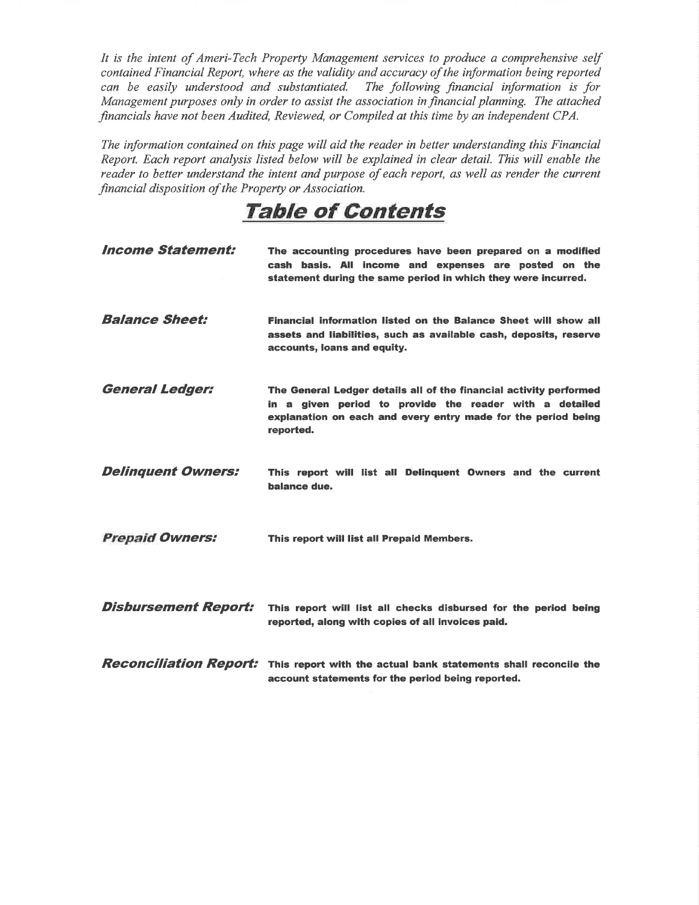*It is the intent of Ameri-Tech Property Management services to produce a comprehensive self contained Financial Report, where as the validity and accuracy of the information being reported can be easily understood and substantiated. The following financial information is for Management purposes only in order to assist the association in financial planning. The attached financials have not been Audited, Reviewed, or Compiled at this time by an independent CPA.*

*The information contained on this page will aid the reader in better understanding this Financial Report. Each report analysis listed below will be explained in clear detail. This will enable the reader to better understand the intent and purpose of each report, as well as render the current financial disposition of the Property or Association.*

# Table of Contents

***Income Statement:*** **The accounting procedures have been prepared on a modified cash basis. All income and expenses are posted on the statement during the same period in which they were incurred.**

***Balance Sheet:*** **Financial information listed on the Balance Sheet will show all assets and liabilities, such as available cash, deposits, reserve accounts, loans and equity.**

***General Ledger:*** **The General Ledger details all of the financial activity performed in a given period to provide the reader with a detailed explanation on each and every entry made for the period being reported.**

***Delinquent Owners:*** **This report will list all Delinquent Owners and the current balance due.**

***Prepaid Owners:*** **This report will list all Prepaid Members.**

***Disbursement Report:*** **This report will list all checks disbursed for the period being reported, along with copies of all invoices paid.**

***Reconciliation Report:*** **This report with the actual bank statements shall reconcile the account statements for the period being reported.**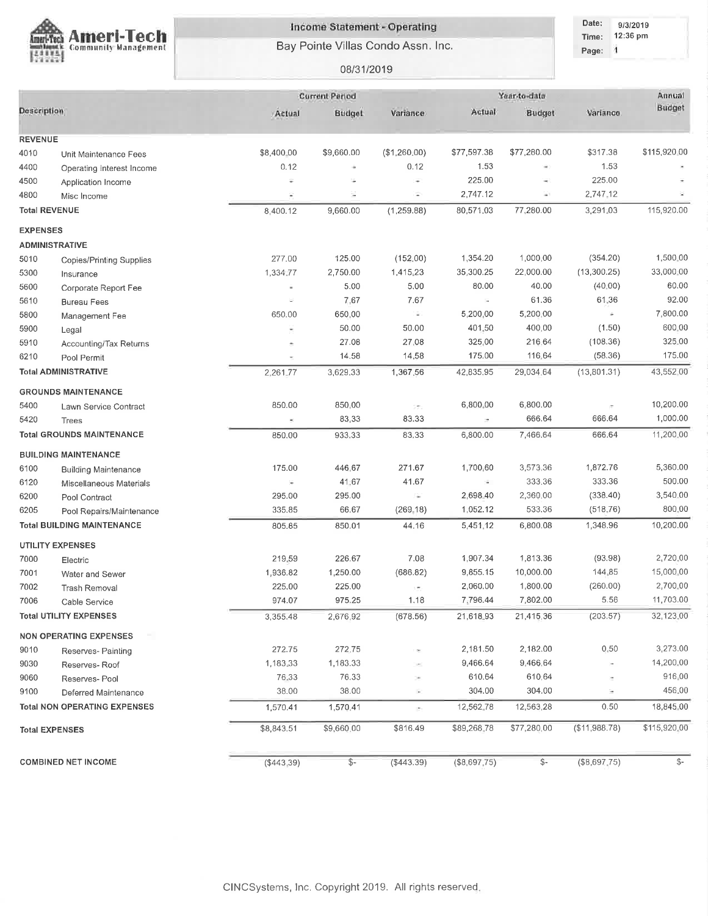# Ameri-Tech Community Management

## Income Statement - Operating

### Bay Pointe Villas Condo Assn. Inc.

08/31/2019

Date: 9/3/2019
Time: 12:36 pm
Page: 1

| Description | | Current Period | | | Year-to-date | | | Annual Budget |
|---|---|---|---|---|---|---|---|---|
| | | Actual | Budget | Variance | Actual | Budget | Variance | |
| **REVENUE** | | | | | | | | |
| 4010 | Unit Maintenance Fees | $8,400.00 | $9,660.00 | ($1,260.00) | $77,597.38 | $77,280.00 | $317.38 | $115,920.00 |
| 4400 | Operating Interest Income | 0.12 | - | 0.12 | 1.53 | - | 1.53 | - |
| 4500 | Application Income | - | - | - | 225.00 | - | 225.00 | - |
| 4800 | Misc Income | - | - | - | 2,747.12 | - | 2,747.12 | - |
| **Total REVENUE** | | 8,400.12 | 9,660.00 | (1,259.88) | 80,571.03 | 77,280.00 | 3,291.03 | 115,920.00 |
| **EXPENSES** | | | | | | | | |
| **ADMINISTRATIVE** | | | | | | | | |
| 5010 | Copies/Printing Supplies | 277.00 | 125.00 | (152.00) | 1,354.20 | 1,000.00 | (354.20) | 1,500.00 |
| 5300 | Insurance | 1,334.77 | 2,750.00 | 1,415.23 | 35,300.25 | 22,000.00 | (13,300.25) | 33,000.00 |
| 5600 | Corporate Report Fee | - | 5.00 | 5.00 | 80.00 | 40.00 | (40.00) | 60.00 |
| 5610 | Bureau Fees | - | 7.67 | 7.67 | - | 61.36 | 61.36 | 92.00 |
| 5800 | Management Fee | 650.00 | 650.00 | - | 5,200.00 | 5,200.00 | - | 7,800.00 |
| 5900 | Legal | - | 50.00 | 50.00 | 401.50 | 400.00 | (1.50) | 600.00 |
| 5910 | Accounting/Tax Returns | - | 27.08 | 27.08 | 325.00 | 216.64 | (108.36) | 325.00 |
| 6210 | Pool Permit | - | 14.58 | 14.58 | 175.00 | 116.64 | (58.36) | 175.00 |
| **Total ADMINISTRATIVE** | | 2,261.77 | 3,629.33 | 1,367.56 | 42,835.95 | 29,034.64 | (13,801.31) | 43,552.00 |
| **GROUNDS MAINTENANCE** | | | | | | | | |
| 5400 | Lawn Service Contract | 850.00 | 850.00 | - | 6,800.00 | 6,800.00 | - | 10,200.00 |
| 5420 | Trees | - | 83.33 | 83.33 | - | 666.64 | 666.64 | 1,000.00 |
| **Total GROUNDS MAINTENANCE** | | 850.00 | 933.33 | 83.33 | 6,800.00 | 7,466.64 | 666.64 | 11,200.00 |
| **BUILDING MAINTENANCE** | | | | | | | | |
| 6100 | Building Maintenance | 175.00 | 446.67 | 271.67 | 1,700.60 | 3,573.36 | 1,872.76 | 5,360.00 |
| 6120 | Miscellaneous Materials | - | 41.67 | 41.67 | - | 333.36 | 333.36 | 500.00 |
| 6200 | Pool Contract | 295.00 | 295.00 | - | 2,698.40 | 2,360.00 | (338.40) | 3,540.00 |
| 6205 | Pool Repairs/Maintenance | 335.85 | 66.67 | (269.18) | 1,052.12 | 533.36 | (518.76) | 800.00 |
| **Total BUILDING MAINTENANCE** | | 805.85 | 850.01 | 44.16 | 5,451.12 | 6,800.08 | 1,348.96 | 10,200.00 |
| **UTILITY EXPENSES** | | | | | | | | |
| 7000 | Electric | 219.59 | 226.67 | 7.08 | 1,907.34 | 1,813.36 | (93.98) | 2,720.00 |
| 7001 | Water and Sewer | 1,936.82 | 1,250.00 | (686.82) | 9,855.15 | 10,000.00 | 144.85 | 15,000.00 |
| 7002 | Trash Removal | 225.00 | 225.00 | - | 2,060.00 | 1,800.00 | (260.00) | 2,700.00 |
| 7006 | Cable Service | 974.07 | 975.25 | 1.18 | 7,796.44 | 7,802.00 | 5.56 | 11,703.00 |
| **Total UTILITY EXPENSES** | | 3,355.48 | 2,676.92 | (678.56) | 21,618.93 | 21,415.36 | (203.57) | 32,123.00 |
| **NON OPERATING EXPENSES** | | | | | | | | |
| 9010 | Reserves- Painting | 272.75 | 272.75 | - | 2,181.50 | 2,182.00 | 0.50 | 3,273.00 |
| 9030 | Reserves- Roof | 1,183.33 | 1,183.33 | - | 9,466.64 | 9,466.64 | - | 14,200.00 |
| 9060 | Reserves- Pool | 76.33 | 76.33 | - | 610.64 | 610.64 | - | 916.00 |
| 9100 | Deferred Maintenance | 38.00 | 38.00 | - | 304.00 | 304.00 | - | 456.00 |
| **Total NON OPERATING EXPENSES** | | 1,570.41 | 1,570.41 | - | 12,562.78 | 12,563.28 | 0.50 | 18,845.00 |
| **Total EXPENSES** | | $8,843.51 | $9,660.00 | $816.49 | $89,268.78 | $77,280.00 | ($11,988.78) | $115,920.00 |
| **COMBINED NET INCOME** | | ($443.39) | $- | ($443.39) | ($8,697.75) | $- | ($8,697.75) | $- |

CINCSystems, Inc. Copyright 2019. All rights reserved.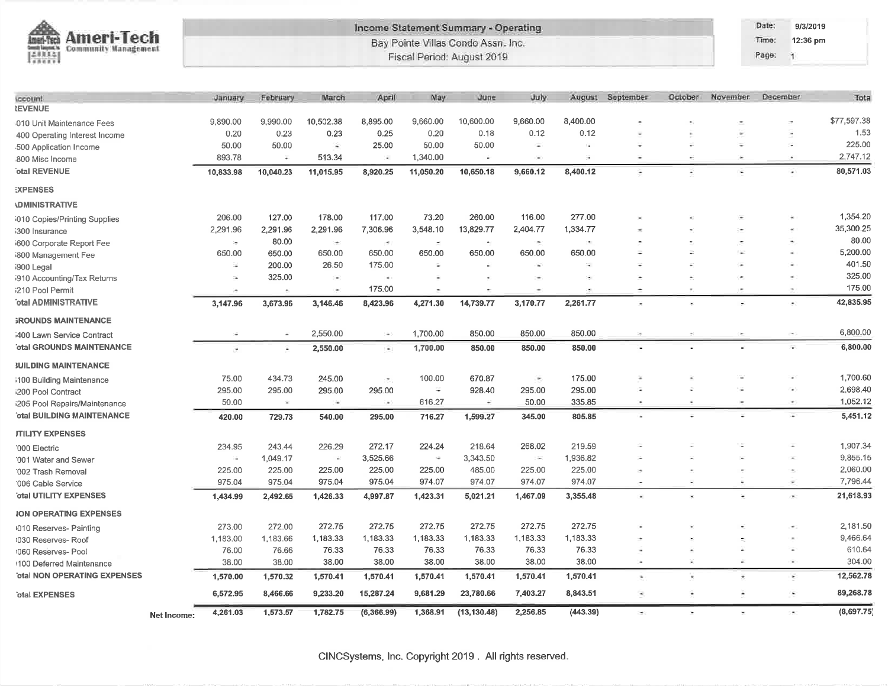Ameri-Tech Community Management

**Income Statement Summary - Operating**

Bay Pointe Villas Condo Assn. Inc.

Fiscal Period: August 2019

Date: 9/3/2019
Time: 12:36 pm
Page: 1

| Account | January | February | March | April | May | June | July | August | September | October | November | December | Total |
|---|---|---|---|---|---|---|---|---|---|---|---|---|---|
| **REVENUE** | | | | | | | | | | | | | |
| 010 Unit Maintenance Fees | 9,890.00 | 9,990.00 | 10,502.38 | 8,895.00 | 9,660.00 | 10,600.00 | 9,660.00 | 8,400.00 | - | - | - | - | $77,597.38 |
| 400 Operating Interest Income | 0.20 | 0.23 | 0.23 | 0.25 | 0.20 | 0.18 | 0.12 | 0.12 | - | - | - | - | 1.53 |
| 500 Application Income | 50.00 | 50.00 | - | 25.00 | 50.00 | 50.00 | - | - | - | - | - | - | 225.00 |
| 800 Misc Income | 893.78 | - | 513.34 | - | 1,340.00 | - | - | - | - | - | - | - | 2,747.12 |
| **Total REVENUE** | **10,833.98** | **10,040.23** | **11,015.95** | **8,920.25** | **11,050.20** | **10,650.18** | **9,660.12** | **8,400.12** | - | - | - | - | **80,571.03** |
| **EXPENSES** | | | | | | | | | | | | | |
| **ADMINISTRATIVE** | | | | | | | | | | | | | |
| 010 Copies/Printing Supplies | 206.00 | 127.00 | 178.00 | 117.00 | 73.20 | 260.00 | 116.00 | 277.00 | - | - | - | - | 1,354.20 |
| 300 Insurance | 2,291.96 | 2,291.96 | 2,291.96 | 7,306.96 | 3,548.10 | 13,829.77 | 2,404.77 | 1,334.77 | - | - | - | - | 35,300.25 |
| 600 Corporate Report Fee | - | 80.00 | - | - | - | - | - | - | - | - | - | - | 80.00 |
| 800 Management Fee | 650.00 | 650.00 | 650.00 | 650.00 | 650.00 | 650.00 | 650.00 | 650.00 | - | - | - | - | 5,200.00 |
| 900 Legal | - | 200.00 | 26.50 | 175.00 | - | - | - | - | - | - | - | - | 401.50 |
| 910 Accounting/Tax Returns | - | 325.00 | - | - | - | - | - | - | - | - | - | - | 325.00 |
| 210 Pool Permit | - | - | - | 175.00 | - | - | - | - | - | - | - | - | 175.00 |
| **Total ADMINISTRATIVE** | **3,147.96** | **3,673.96** | **3,146.46** | **8,423.96** | **4,271.30** | **14,739.77** | **3,170.77** | **2,261.77** | - | - | - | - | **42,835.95** |
| **GROUNDS MAINTENANCE** | | | | | | | | | | | | | |
| 400 Lawn Service Contract | - | - | 2,550.00 | - | 1,700.00 | 850.00 | 850.00 | 850.00 | - | - | - | - | 6,800.00 |
| **Total GROUNDS MAINTENANCE** | - | - | **2,550.00** | - | **1,700.00** | **850.00** | **850.00** | **850.00** | - | - | - | - | **6,800.00** |
| **BUILDING MAINTENANCE** | | | | | | | | | | | | | |
| 100 Building Maintenance | 75.00 | 434.73 | 245.00 | - | 100.00 | 670.87 | - | 175.00 | - | - | - | - | 1,700.60 |
| 200 Pool Contract | 295.00 | 295.00 | 295.00 | 295.00 | - | 928.40 | 295.00 | 295.00 | - | - | - | - | 2,698.40 |
| 205 Pool Repairs/Maintenance | 50.00 | - | - | - | 616.27 | - | 50.00 | 335.85 | - | - | - | - | 1,052.12 |
| **Total BUILDING MAINTENANCE** | **420.00** | **729.73** | **540.00** | **295.00** | **716.27** | **1,599.27** | **345.00** | **805.85** | - | - | - | - | **5,451.12** |
| **UTILITY EXPENSES** | | | | | | | | | | | | | |
| 000 Electric | 234.95 | 243.44 | 226.29 | 272.17 | 224.24 | 218.64 | 268.02 | 219.59 | - | - | - | - | 1,907.34 |
| 001 Water and Sewer | - | 1,049.17 | - | 3,525.66 | - | 3,343.50 | - | 1,936.82 | - | - | - | - | 9,855.15 |
| 002 Trash Removal | 225.00 | 225.00 | 225.00 | 225.00 | 225.00 | 485.00 | 225.00 | 225.00 | - | - | - | - | 2,060.00 |
| 006 Cable Service | 975.04 | 975.04 | 975.04 | 975.04 | 974.07 | 974.07 | 974.07 | 974.07 | - | - | - | - | 7,796.44 |
| **Total UTILITY EXPENSES** | **1,434.99** | **2,492.65** | **1,426.33** | **4,997.87** | **1,423.31** | **5,021.21** | **1,467.09** | **3,355.48** | - | - | - | - | **21,618.93** |
| **NON OPERATING EXPENSES** | | | | | | | | | | | | | |
| 010 Reserves- Painting | 273.00 | 272.00 | 272.75 | 272.75 | 272.75 | 272.75 | 272.75 | 272.75 | - | - | - | - | 2,181.50 |
| 030 Reserves- Roof | 1,183.00 | 1,183.66 | 1,183.33 | 1,183.33 | 1,183.33 | 1,183.33 | 1,183.33 | 1,183.33 | - | - | - | - | 9,466.64 |
| 060 Reserves- Pool | 76.00 | 76.66 | 76.33 | 76.33 | 76.33 | 76.33 | 76.33 | 76.33 | - | - | - | - | 610.64 |
| 100 Deferred Maintenance | 38.00 | 38.00 | 38.00 | 38.00 | 38.00 | 38.00 | 38.00 | 38.00 | - | - | - | - | 304.00 |
| **Total NON OPERATING EXPENSES** | **1,570.00** | **1,570.32** | **1,570.41** | **1,570.41** | **1,570.41** | **1,570.41** | **1,570.41** | **1,570.41** | - | - | - | - | **12,562.78** |
| **Total EXPENSES** | **6,572.95** | **8,466.66** | **9,233.20** | **15,287.24** | **9,681.29** | **23,780.66** | **7,403.27** | **8,843.51** | - | - | - | - | **89,268.78** |
| **Net Income:** | **4,261.03** | **1,573.57** | **1,782.75** | **(6,366.99)** | **1,368.91** | **(13,130.48)** | **2,256.85** | **(443.39)** | - | - | - | - | **(8,697.75)** |

CINCSystems, Inc. Copyright 2019 . All rights reserved.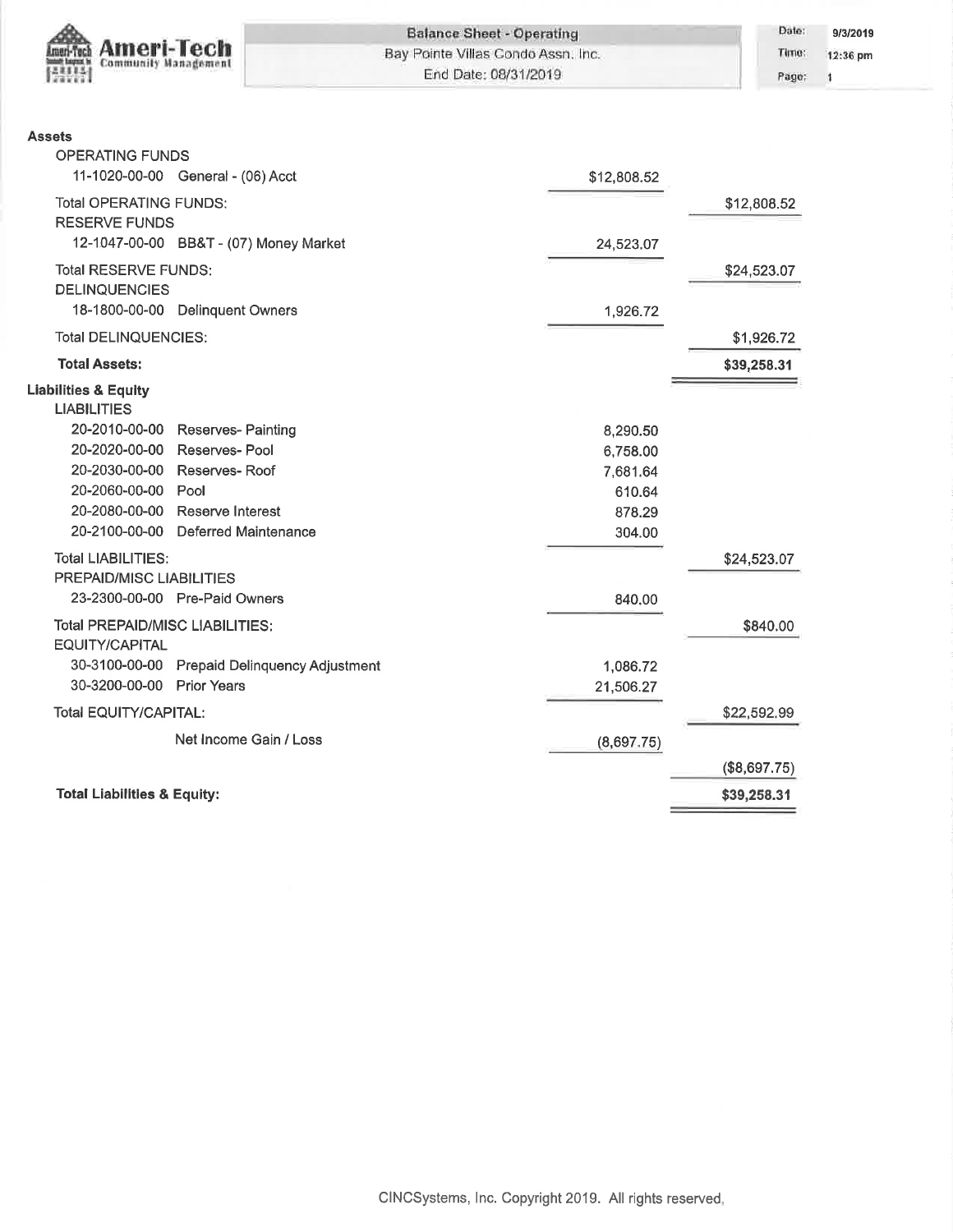Ameri-Tech Community Management

**Balance Sheet - Operating**
Bay Pointe Villas Condo Assn. Inc.
End Date: 08/31/2019

Date: 9/3/2019
Time: 12:36 pm
Page: 1

| | | |
|---|---|---|
| **Assets** | | |
| OPERATING FUNDS | | |
| 11-1020-00-00 General - (06) Acct | $12,808.52 | |
| Total OPERATING FUNDS: | | $12,808.52 |
| RESERVE FUNDS | | |
| 12-1047-00-00 BB&T - (07) Money Market | 24,523.07 | |
| Total RESERVE FUNDS: | | $24,523.07 |
| DELINQUENCIES | | |
| 18-1800-00-00 Delinquent Owners | 1,926.72 | |
| Total DELINQUENCIES: | | $1,926.72 |
| **Total Assets:** | | **$39,258.31** |
| **Liabilities & Equity** | | |
| LIABILITIES | | |
| 20-2010-00-00 Reserves- Painting | 8,290.50 | |
| 20-2020-00-00 Reserves- Pool | 6,758.00 | |
| 20-2030-00-00 Reserves- Roof | 7,681.64 | |
| 20-2060-00-00 Pool | 610.64 | |
| 20-2080-00-00 Reserve Interest | 878.29 | |
| 20-2100-00-00 Deferred Maintenance | 304.00 | |
| Total LIABILITIES: | | $24,523.07 |
| PREPAID/MISC LIABILITIES | | |
| 23-2300-00-00 Pre-Paid Owners | 840.00 | |
| Total PREPAID/MISC LIABILITIES: | | $840.00 |
| EQUITY/CAPITAL | | |
| 30-3100-00-00 Prepaid Delinquency Adjustment | 1,086.72 | |
| 30-3200-00-00 Prior Years | 21,506.27 | |
| Total EQUITY/CAPITAL: | | $22,592.99 |
| Net Income Gain / Loss | (8,697.75) | |
| | | ($8,697.75) |
| **Total Liabilities & Equity:** | | **$39,258.31** |

CINCSystems, Inc. Copyright 2019. All rights reserved.